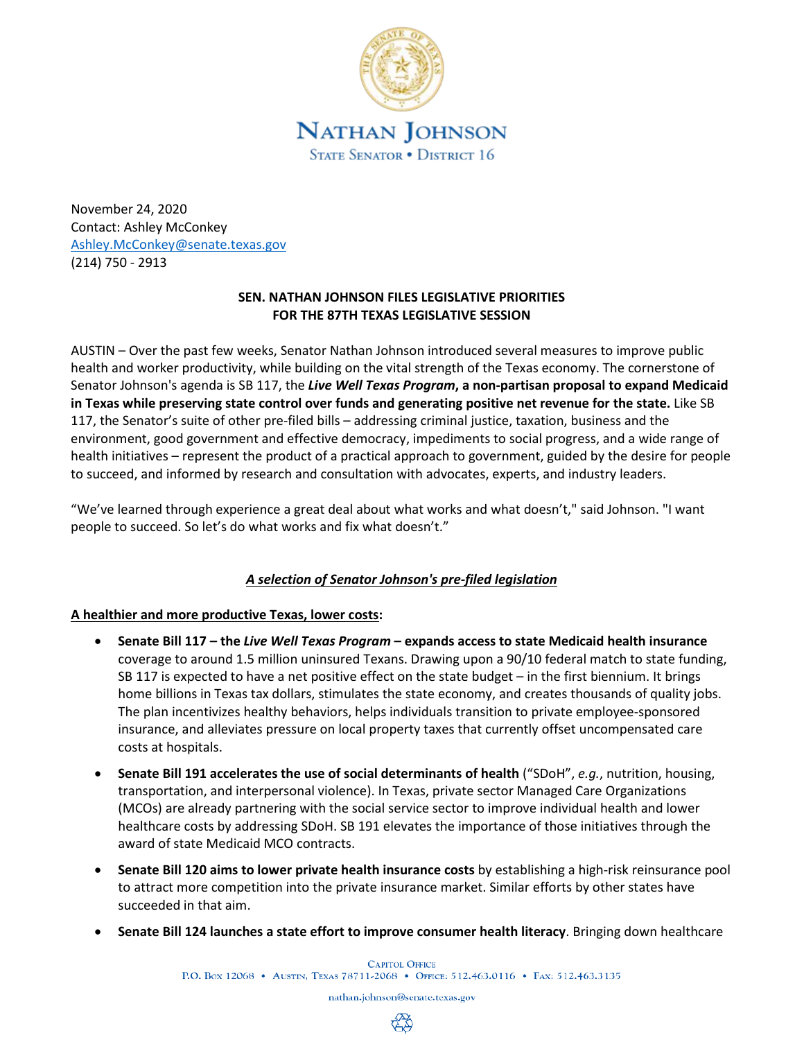# NATHAN JOHNSON

STATE SENATOR • DISTRICT 16

November 24, 2020
Contact: Ashley McConkey
Ashley.McConkey@senate.texas.gov
(214) 750 - 2913

## SEN. NATHAN JOHNSON FILES LEGISLATIVE PRIORITIES FOR THE 87TH TEXAS LEGISLATIVE SESSION

AUSTIN – Over the past few weeks, Senator Nathan Johnson introduced several measures to improve public health and worker productivity, while building on the vital strength of the Texas economy. The cornerstone of Senator Johnson's agenda is SB 117, the ***Live Well Texas Program*****, a non-partisan proposal to expand Medicaid in Texas while preserving state control over funds and generating positive net revenue for the state.** Like SB 117, the Senator's suite of other pre-filed bills – addressing criminal justice, taxation, business and the environment, good government and effective democracy, impediments to social progress, and a wide range of health initiatives – represent the product of a practical approach to government, guided by the desire for people to succeed, and informed by research and consultation with advocates, experts, and industry leaders.

"We've learned through experience a great deal about what works and what doesn't," said Johnson. "I want people to succeed. So let's do what works and fix what doesn't."

### *A selection of Senator Johnson's pre-filed legislation*

**A healthier and more productive Texas, lower costs:**

- **Senate Bill 117 – the *Live Well Texas Program* – expands access to state Medicaid health insurance** coverage to around 1.5 million uninsured Texans. Drawing upon a 90/10 federal match to state funding, SB 117 is expected to have a net positive effect on the state budget – in the first biennium. It brings home billions in Texas tax dollars, stimulates the state economy, and creates thousands of quality jobs. The plan incentivizes healthy behaviors, helps individuals transition to private employee-sponsored insurance, and alleviates pressure on local property taxes that currently offset uncompensated care costs at hospitals.
- **Senate Bill 191 accelerates the use of social determinants of health** ("SDoH", *e.g.*, nutrition, housing, transportation, and interpersonal violence). In Texas, private sector Managed Care Organizations (MCOs) are already partnering with the social service sector to improve individual health and lower healthcare costs by addressing SDoH. SB 191 elevates the importance of those initiatives through the award of state Medicaid MCO contracts.
- **Senate Bill 120 aims to lower private health insurance costs** by establishing a high-risk reinsurance pool to attract more competition into the private insurance market. Similar efforts by other states have succeeded in that aim.
- **Senate Bill 124 launches a state effort to improve consumer health literacy**. Bringing down healthcare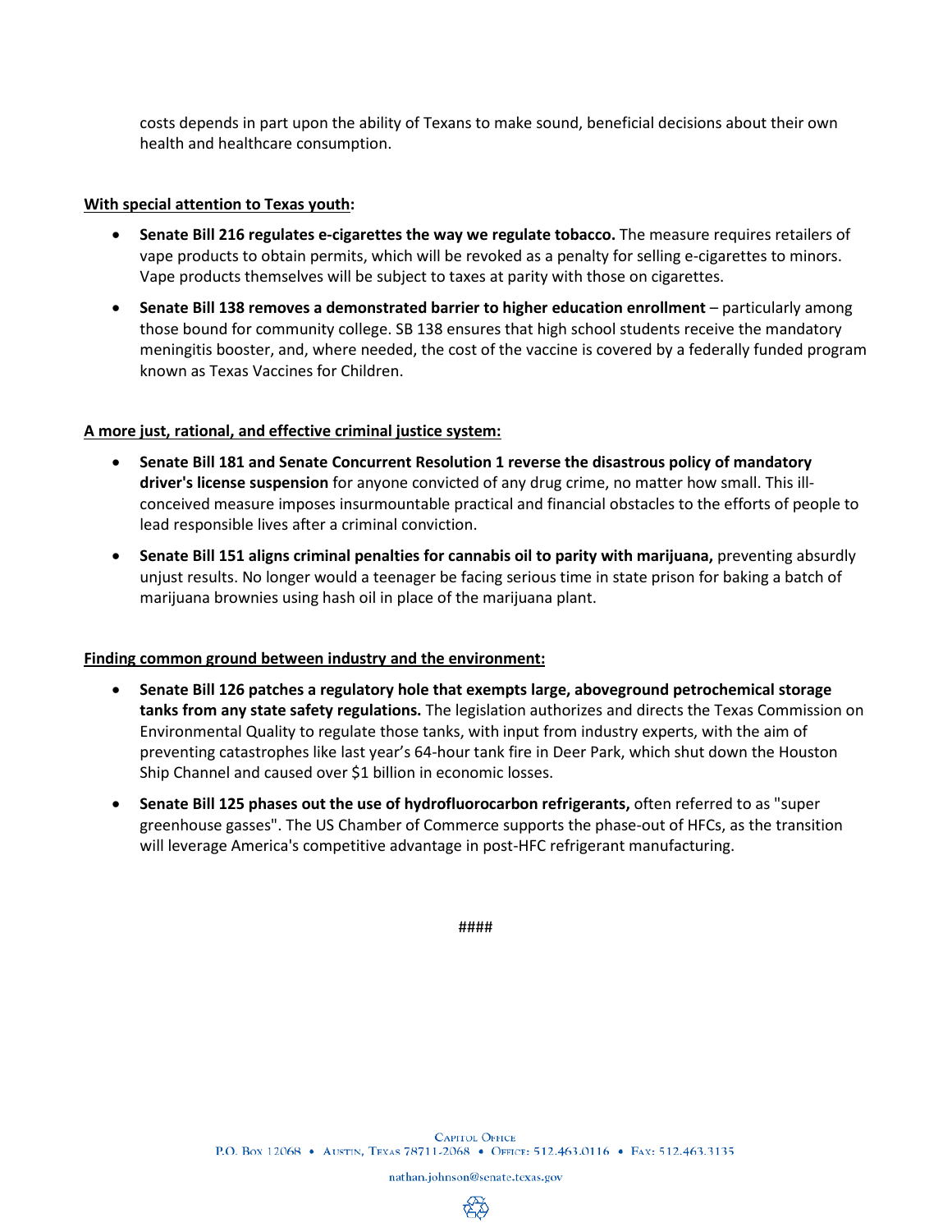costs depends in part upon the ability of Texans to make sound, beneficial decisions about their own health and healthcare consumption.

**With special attention to Texas youth:**

- **Senate Bill 216 regulates e-cigarettes the way we regulate tobacco.** The measure requires retailers of vape products to obtain permits, which will be revoked as a penalty for selling e-cigarettes to minors. Vape products themselves will be subject to taxes at parity with those on cigarettes.
- **Senate Bill 138 removes a demonstrated barrier to higher education enrollment** – particularly among those bound for community college. SB 138 ensures that high school students receive the mandatory meningitis booster, and, where needed, the cost of the vaccine is covered by a federally funded program known as Texas Vaccines for Children.

**A more just, rational, and effective criminal justice system:**

- **Senate Bill 181 and Senate Concurrent Resolution 1 reverse the disastrous policy of mandatory driver's license suspension** for anyone convicted of any drug crime, no matter how small. This ill-conceived measure imposes insurmountable practical and financial obstacles to the efforts of people to lead responsible lives after a criminal conviction.
- **Senate Bill 151 aligns criminal penalties for cannabis oil to parity with marijuana,** preventing absurdly unjust results. No longer would a teenager be facing serious time in state prison for baking a batch of marijuana brownies using hash oil in place of the marijuana plant.

**Finding common ground between industry and the environment:**

- **Senate Bill 126 patches a regulatory hole that exempts large, aboveground petrochemical storage tanks from any state safety regulations.** The legislation authorizes and directs the Texas Commission on Environmental Quality to regulate those tanks, with input from industry experts, with the aim of preventing catastrophes like last year's 64-hour tank fire in Deer Park, which shut down the Houston Ship Channel and caused over $1 billion in economic losses.
- **Senate Bill 125 phases out the use of hydrofluorocarbon refrigerants,** often referred to as "super greenhouse gasses". The US Chamber of Commerce supports the phase-out of HFCs, as the transition will leverage America's competitive advantage in post-HFC refrigerant manufacturing.

####

Capitol Office
P.O. Box 12068 • Austin, Texas 78711-2068 • Office: 512.463.0116 • Fax: 512.463.3135

nathan.johnson@senate.texas.gov